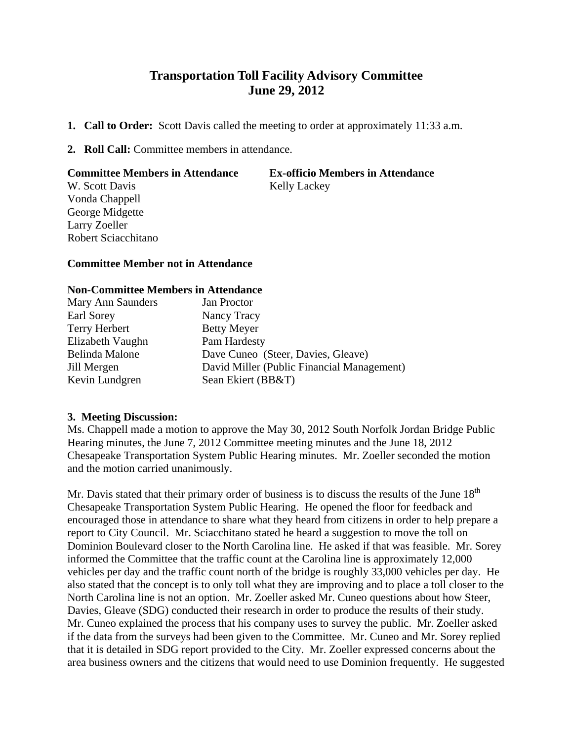# Transportation Toll Facility Advisory Committee
# June 29, 2012

1. **Call to Order:** Scott Davis called the meeting to order at approximately 11:33 a.m.

2. **Roll Call:** Committee members in attendance.

| **Committee Members in Attendance** | **Ex-officio Members in Attendance** |
|---|---|
| W. Scott Davis | Kelly Lackey |
| Vonda Chappell | |
| George Midgette | |
| Larry Zoeller | |
| Robert Sciacchitano | |

**Committee Member not in Attendance**

**Non-Committee Members in Attendance**

| | |
|---|---|
| Mary Ann Saunders | Jan Proctor |
| Earl Sorey | Nancy Tracy |
| Terry Herbert | Betty Meyer |
| Elizabeth Vaughn | Pam Hardesty |
| Belinda Malone | Dave Cuneo (Steer, Davies, Gleave) |
| Jill Mergen | David Miller (Public Financial Management) |
| Kevin Lundgren | Sean Ekiert (BB&T) |

**3. Meeting Discussion:**

Ms. Chappell made a motion to approve the May 30, 2012 South Norfolk Jordan Bridge Public Hearing minutes, the June 7, 2012 Committee meeting minutes and the June 18, 2012 Chesapeake Transportation System Public Hearing minutes. Mr. Zoeller seconded the motion and the motion carried unanimously.

Mr. Davis stated that their primary order of business is to discuss the results of the June 18th Chesapeake Transportation System Public Hearing. He opened the floor for feedback and encouraged those in attendance to share what they heard from citizens in order to help prepare a report to City Council. Mr. Sciacchitano stated he heard a suggestion to move the toll on Dominion Boulevard closer to the North Carolina line. He asked if that was feasible. Mr. Sorey informed the Committee that the traffic count at the Carolina line is approximately 12,000 vehicles per day and the traffic count north of the bridge is roughly 33,000 vehicles per day. He also stated that the concept is to only toll what they are improving and to place a toll closer to the North Carolina line is not an option. Mr. Zoeller asked Mr. Cuneo questions about how Steer, Davies, Gleave (SDG) conducted their research in order to produce the results of their study. Mr. Cuneo explained the process that his company uses to survey the public. Mr. Zoeller asked if the data from the surveys had been given to the Committee. Mr. Cuneo and Mr. Sorey replied that it is detailed in SDG report provided to the City. Mr. Zoeller expressed concerns about the area business owners and the citizens that would need to use Dominion frequently. He suggested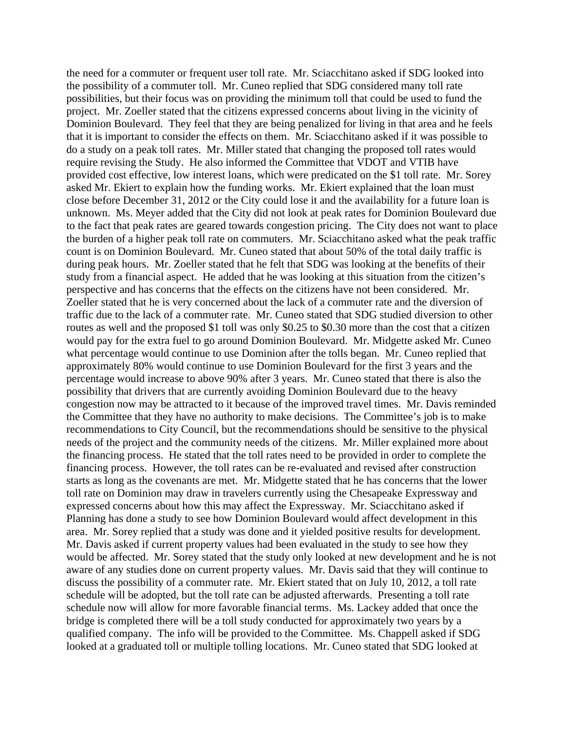the need for a commuter or frequent user toll rate. Mr. Sciacchitano asked if SDG looked into the possibility of a commuter toll. Mr. Cuneo replied that SDG considered many toll rate possibilities, but their focus was on providing the minimum toll that could be used to fund the project. Mr. Zoeller stated that the citizens expressed concerns about living in the vicinity of Dominion Boulevard. They feel that they are being penalized for living in that area and he feels that it is important to consider the effects on them. Mr. Sciacchitano asked if it was possible to do a study on a peak toll rates. Mr. Miller stated that changing the proposed toll rates would require revising the Study. He also informed the Committee that VDOT and VTIB have provided cost effective, low interest loans, which were predicated on the $1 toll rate. Mr. Sorey asked Mr. Ekiert to explain how the funding works. Mr. Ekiert explained that the loan must close before December 31, 2012 or the City could lose it and the availability for a future loan is unknown. Ms. Meyer added that the City did not look at peak rates for Dominion Boulevard due to the fact that peak rates are geared towards congestion pricing. The City does not want to place the burden of a higher peak toll rate on commuters. Mr. Sciacchitano asked what the peak traffic count is on Dominion Boulevard. Mr. Cuneo stated that about 50% of the total daily traffic is during peak hours. Mr. Zoeller stated that he felt that SDG was looking at the benefits of their study from a financial aspect. He added that he was looking at this situation from the citizen's perspective and has concerns that the effects on the citizens have not been considered. Mr. Zoeller stated that he is very concerned about the lack of a commuter rate and the diversion of traffic due to the lack of a commuter rate. Mr. Cuneo stated that SDG studied diversion to other routes as well and the proposed $1 toll was only $0.25 to $0.30 more than the cost that a citizen would pay for the extra fuel to go around Dominion Boulevard. Mr. Midgette asked Mr. Cuneo what percentage would continue to use Dominion after the tolls began. Mr. Cuneo replied that approximately 80% would continue to use Dominion Boulevard for the first 3 years and the percentage would increase to above 90% after 3 years. Mr. Cuneo stated that there is also the possibility that drivers that are currently avoiding Dominion Boulevard due to the heavy congestion now may be attracted to it because of the improved travel times. Mr. Davis reminded the Committee that they have no authority to make decisions. The Committee's job is to make recommendations to City Council, but the recommendations should be sensitive to the physical needs of the project and the community needs of the citizens. Mr. Miller explained more about the financing process. He stated that the toll rates need to be provided in order to complete the financing process. However, the toll rates can be re-evaluated and revised after construction starts as long as the covenants are met. Mr. Midgette stated that he has concerns that the lower toll rate on Dominion may draw in travelers currently using the Chesapeake Expressway and expressed concerns about how this may affect the Expressway. Mr. Sciacchitano asked if Planning has done a study to see how Dominion Boulevard would affect development in this area. Mr. Sorey replied that a study was done and it yielded positive results for development. Mr. Davis asked if current property values had been evaluated in the study to see how they would be affected. Mr. Sorey stated that the study only looked at new development and he is not aware of any studies done on current property values. Mr. Davis said that they will continue to discuss the possibility of a commuter rate. Mr. Ekiert stated that on July 10, 2012, a toll rate schedule will be adopted, but the toll rate can be adjusted afterwards. Presenting a toll rate schedule now will allow for more favorable financial terms. Ms. Lackey added that once the bridge is completed there will be a toll study conducted for approximately two years by a qualified company. The info will be provided to the Committee. Ms. Chappell asked if SDG looked at a graduated toll or multiple tolling locations. Mr. Cuneo stated that SDG looked at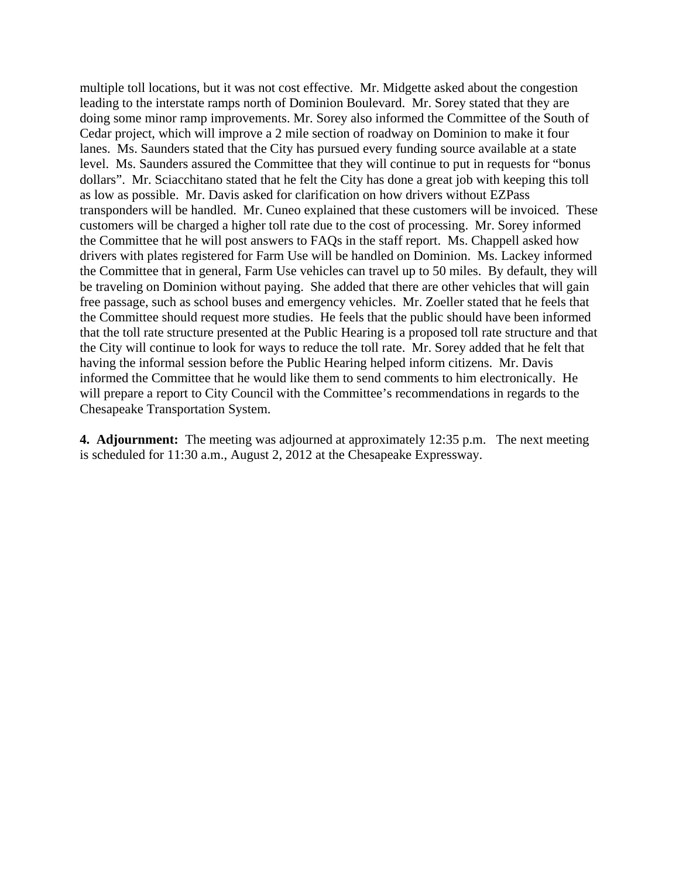multiple toll locations, but it was not cost effective. Mr. Midgette asked about the congestion leading to the interstate ramps north of Dominion Boulevard. Mr. Sorey stated that they are doing some minor ramp improvements. Mr. Sorey also informed the Committee of the South of Cedar project, which will improve a 2 mile section of roadway on Dominion to make it four lanes. Ms. Saunders stated that the City has pursued every funding source available at a state level. Ms. Saunders assured the Committee that they will continue to put in requests for "bonus dollars". Mr. Sciacchitano stated that he felt the City has done a great job with keeping this toll as low as possible. Mr. Davis asked for clarification on how drivers without EZPass transponders will be handled. Mr. Cuneo explained that these customers will be invoiced. These customers will be charged a higher toll rate due to the cost of processing. Mr. Sorey informed the Committee that he will post answers to FAQs in the staff report. Ms. Chappell asked how drivers with plates registered for Farm Use will be handled on Dominion. Ms. Lackey informed the Committee that in general, Farm Use vehicles can travel up to 50 miles. By default, they will be traveling on Dominion without paying. She added that there are other vehicles that will gain free passage, such as school buses and emergency vehicles. Mr. Zoeller stated that he feels that the Committee should request more studies. He feels that the public should have been informed that the toll rate structure presented at the Public Hearing is a proposed toll rate structure and that the City will continue to look for ways to reduce the toll rate. Mr. Sorey added that he felt that having the informal session before the Public Hearing helped inform citizens. Mr. Davis informed the Committee that he would like them to send comments to him electronically. He will prepare a report to City Council with the Committee's recommendations in regards to the Chesapeake Transportation System.

**4. Adjournment:** The meeting was adjourned at approximately 12:35 p.m. The next meeting is scheduled for 11:30 a.m., August 2, 2012 at the Chesapeake Expressway.